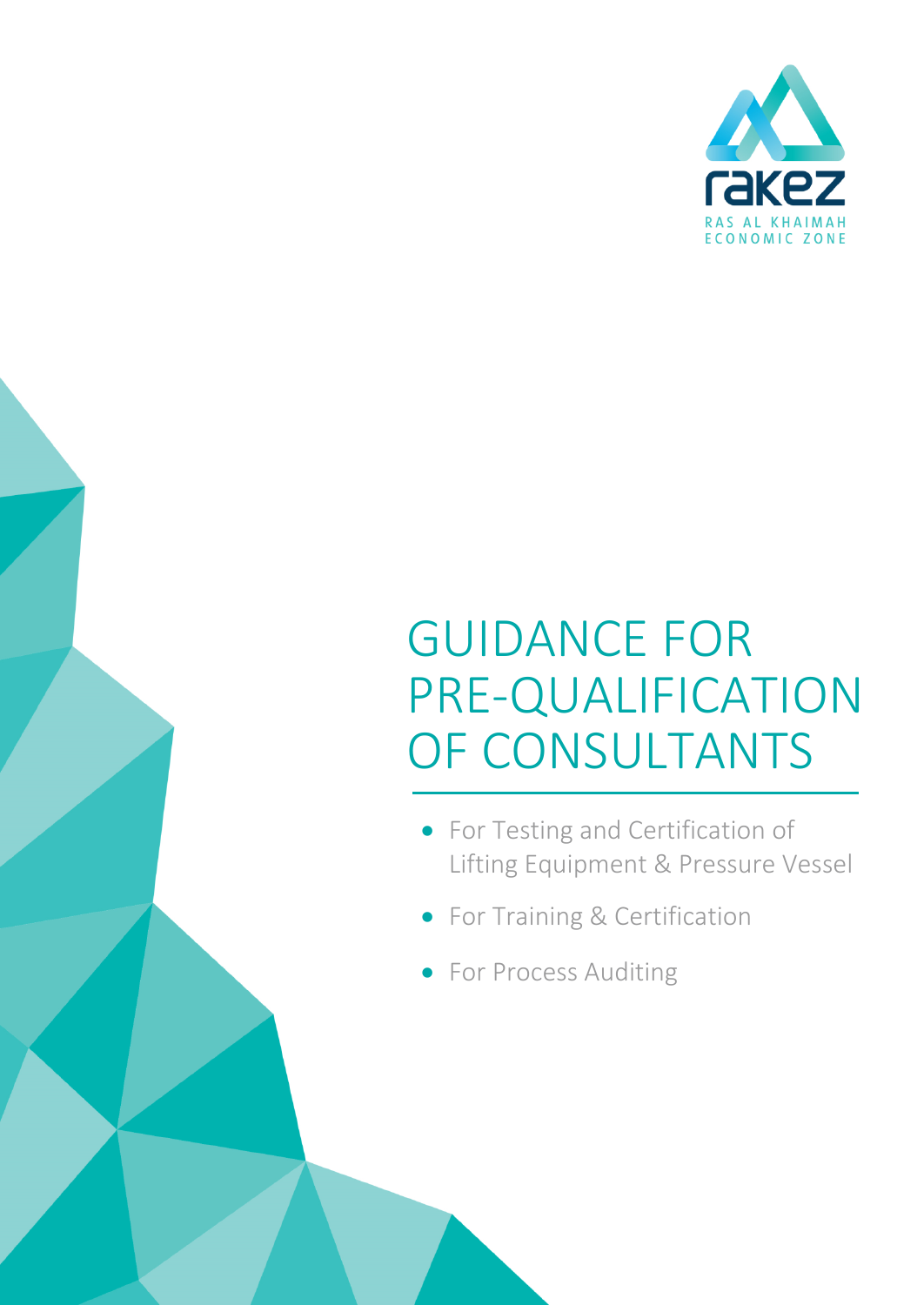rakez

RAS AL KHAIMAH
ECONOMIC ZONE

# GUIDANCE FOR PRE-QUALIFICATION OF CONSULTANTS

- For Testing and Certification of Lifting Equipment & Pressure Vessel
- For Training & Certification
- For Process Auditing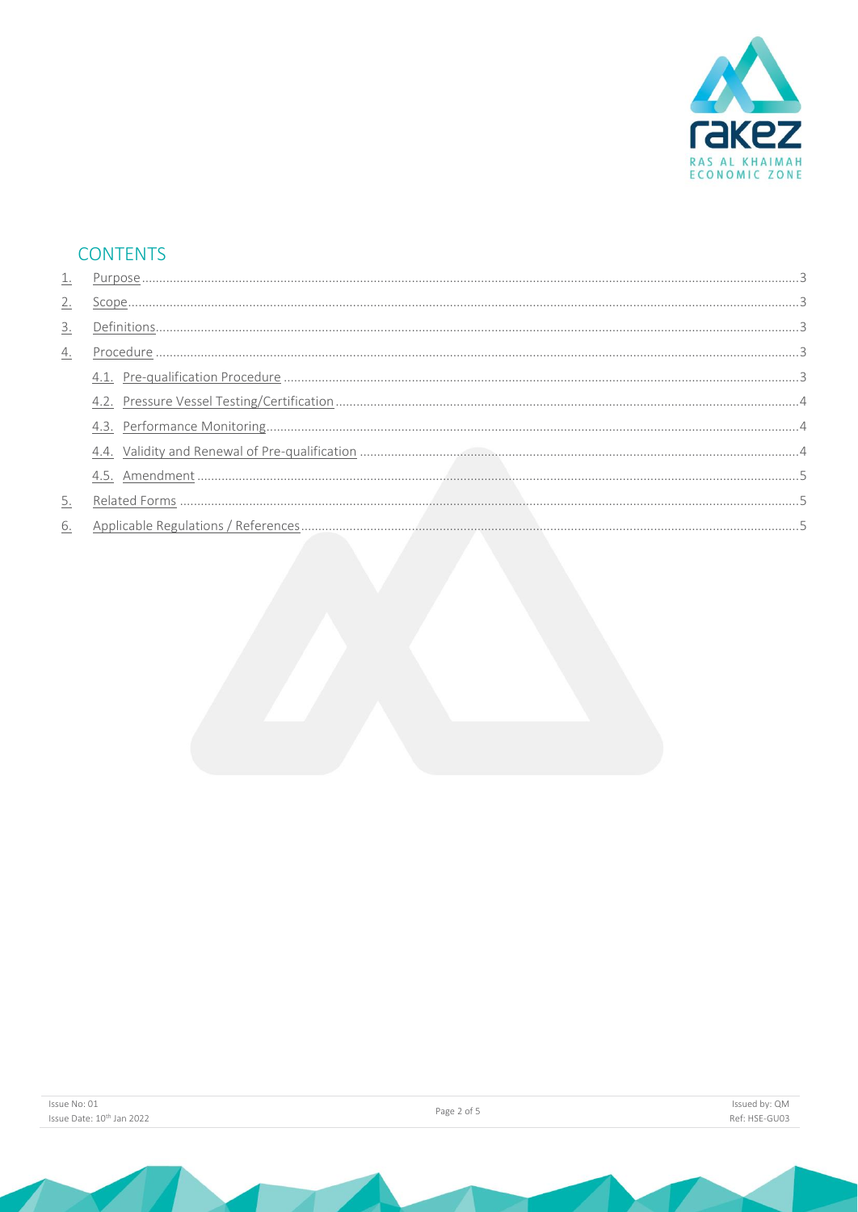## CONTENTS

1. Purpose ........................................................................................ 3
2. Scope ........................................................................................... 3
3. Definitions .................................................................................... 3
4. Procedure ..................................................................................... 3
   - 4.1. Pre-qualification Procedure ................................................. 3
   - 4.2. Pressure Vessel Testing/Certification .................................. 4
   - 4.3. Performance Monitoring ...................................................... 4
   - 4.4. Validity and Renewal of Pre-qualification ............................ 4
   - 4.5. Amendment ........................................................................ 5
5. Related Forms ............................................................................... 5
6. Applicable Regulations / References .............................................. 5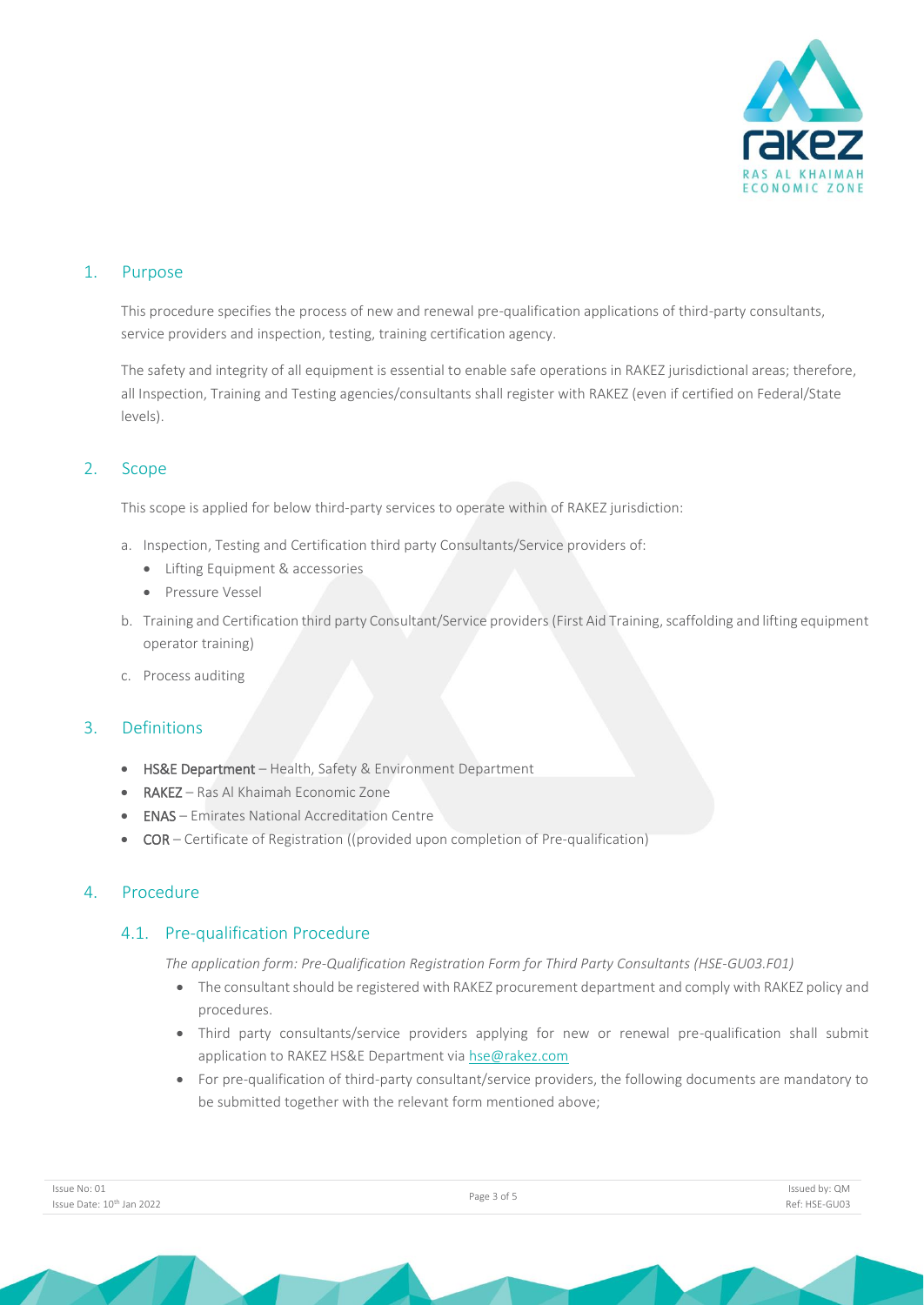## 1. Purpose

This procedure specifies the process of new and renewal pre-qualification applications of third-party consultants, service providers and inspection, testing, training certification agency.

The safety and integrity of all equipment is essential to enable safe operations in RAKEZ jurisdictional areas; therefore, all Inspection, Training and Testing agencies/consultants shall register with RAKEZ (even if certified on Federal/State levels).

## 2. Scope

This scope is applied for below third-party services to operate within of RAKEZ jurisdiction:

a. Inspection, Testing and Certification third party Consultants/Service providers of:
   - Lifting Equipment & accessories
   - Pressure Vessel
b. Training and Certification third party Consultant/Service providers (First Aid Training, scaffolding and lifting equipment operator training)
c. Process auditing

## 3. Definitions

- **HS&E Department** – Health, Safety & Environment Department
- **RAKEZ** – Ras Al Khaimah Economic Zone
- **ENAS** – Emirates National Accreditation Centre
- **COR** – Certificate of Registration ((provided upon completion of Pre-qualification)

## 4. Procedure

### 4.1. Pre-qualification Procedure

*The application form: Pre-Qualification Registration Form for Third Party Consultants (HSE-GU03.F01)*

- The consultant should be registered with RAKEZ procurement department and comply with RAKEZ policy and procedures.
- Third party consultants/service providers applying for new or renewal pre-qualification shall submit application to RAKEZ HS&E Department via hse@rakez.com
- For pre-qualification of third-party consultant/service providers, the following documents are mandatory to be submitted together with the relevant form mentioned above;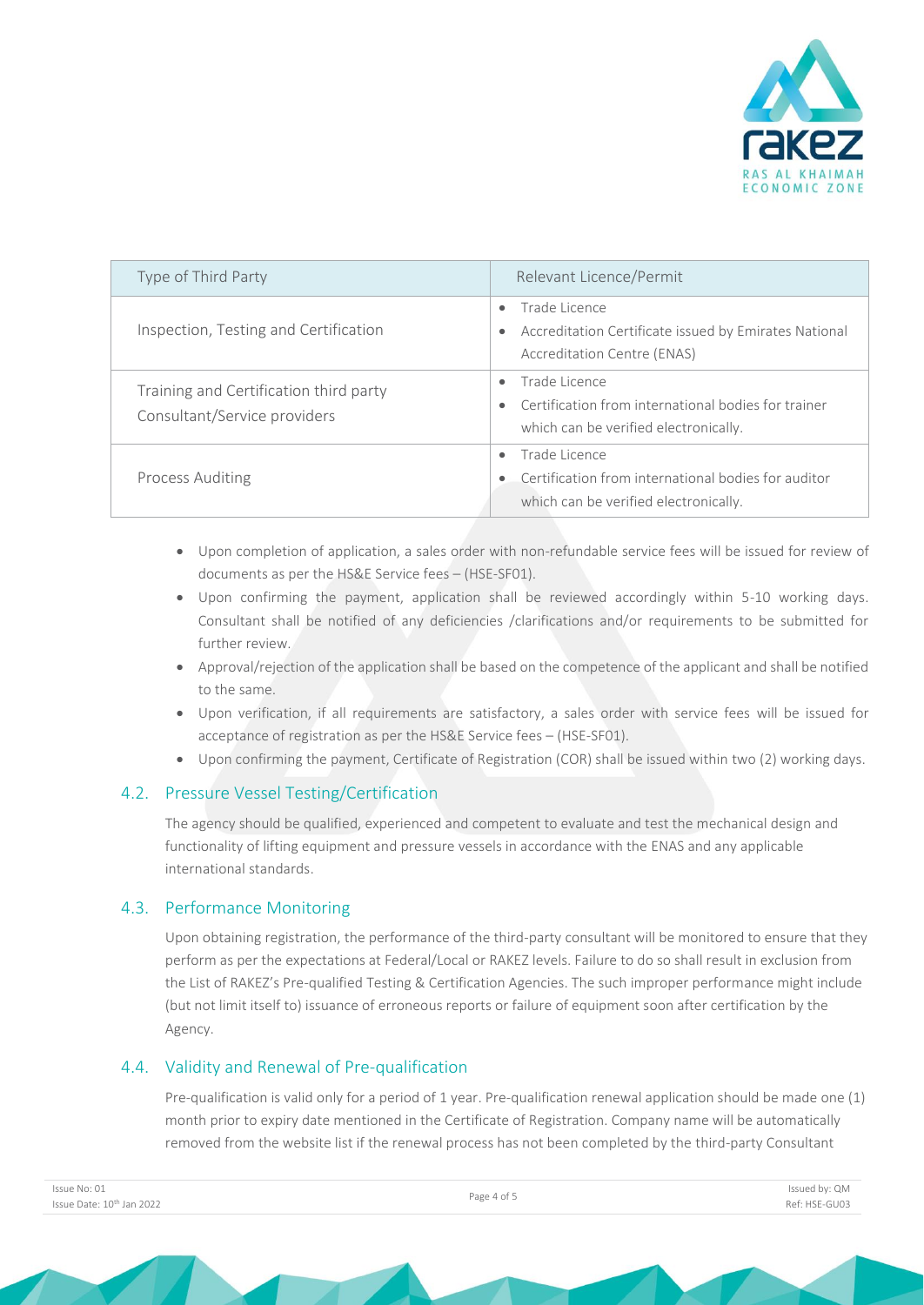| Type of Third Party | Relevant Licence/Permit |
|---|---|
| Inspection, Testing and Certification | • Trade Licence<br>• Accreditation Certificate issued by Emirates National Accreditation Centre (ENAS) |
| Training and Certification third party Consultant/Service providers | • Trade Licence<br>• Certification from international bodies for trainer which can be verified electronically. |
| Process Auditing | • Trade Licence<br>• Certification from international bodies for auditor which can be verified electronically. |

- Upon completion of application, a sales order with non-refundable service fees will be issued for review of documents as per the HS&E Service fees – (HSE-SF01).
- Upon confirming the payment, application shall be reviewed accordingly within 5-10 working days. Consultant shall be notified of any deficiencies /clarifications and/or requirements to be submitted for further review.
- Approval/rejection of the application shall be based on the competence of the applicant and shall be notified to the same.
- Upon verification, if all requirements are satisfactory, a sales order with service fees will be issued for acceptance of registration as per the HS&E Service fees – (HSE-SF01).
- Upon confirming the payment, Certificate of Registration (COR) shall be issued within two (2) working days.

## 4.2. Pressure Vessel Testing/Certification

The agency should be qualified, experienced and competent to evaluate and test the mechanical design and functionality of lifting equipment and pressure vessels in accordance with the ENAS and any applicable international standards.

## 4.3. Performance Monitoring

Upon obtaining registration, the performance of the third-party consultant will be monitored to ensure that they perform as per the expectations at Federal/Local or RAKEZ levels. Failure to do so shall result in exclusion from the List of RAKEZ's Pre-qualified Testing & Certification Agencies. The such improper performance might include (but not limit itself to) issuance of erroneous reports or failure of equipment soon after certification by the Agency.

## 4.4. Validity and Renewal of Pre-qualification

Pre-qualification is valid only for a period of 1 year. Pre-qualification renewal application should be made one (1) month prior to expiry date mentioned in the Certificate of Registration. Company name will be automatically removed from the website list if the renewal process has not been completed by the third-party Consultant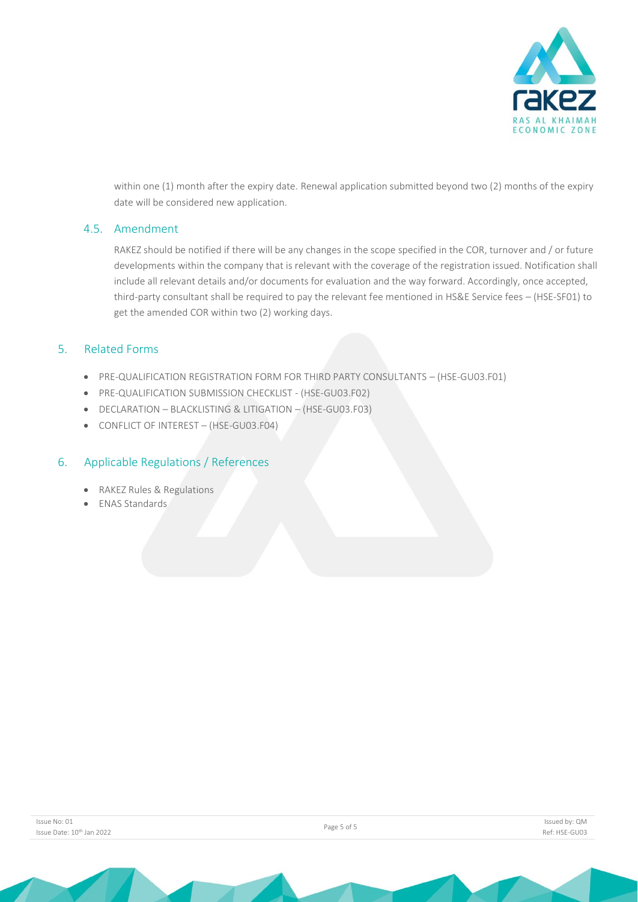within one (1) month after the expiry date. Renewal application submitted beyond two (2) months of the expiry date will be considered new application.

### 4.5. Amendment

RAKEZ should be notified if there will be any changes in the scope specified in the COR, turnover and / or future developments within the company that is relevant with the coverage of the registration issued. Notification shall include all relevant details and/or documents for evaluation and the way forward. Accordingly, once accepted, third-party consultant shall be required to pay the relevant fee mentioned in HS&E Service fees – (HSE-SF01) to get the amended COR within two (2) working days.

## 5. Related Forms

- PRE-QUALIFICATION REGISTRATION FORM FOR THIRD PARTY CONSULTANTS – (HSE-GU03.F01)
- PRE-QUALIFICATION SUBMISSION CHECKLIST - (HSE-GU03.F02)
- DECLARATION – BLACKLISTING & LITIGATION – (HSE-GU03.F03)
- CONFLICT OF INTEREST – (HSE-GU03.F04)

## 6. Applicable Regulations / References

- RAKEZ Rules & Regulations
- ENAS Standards